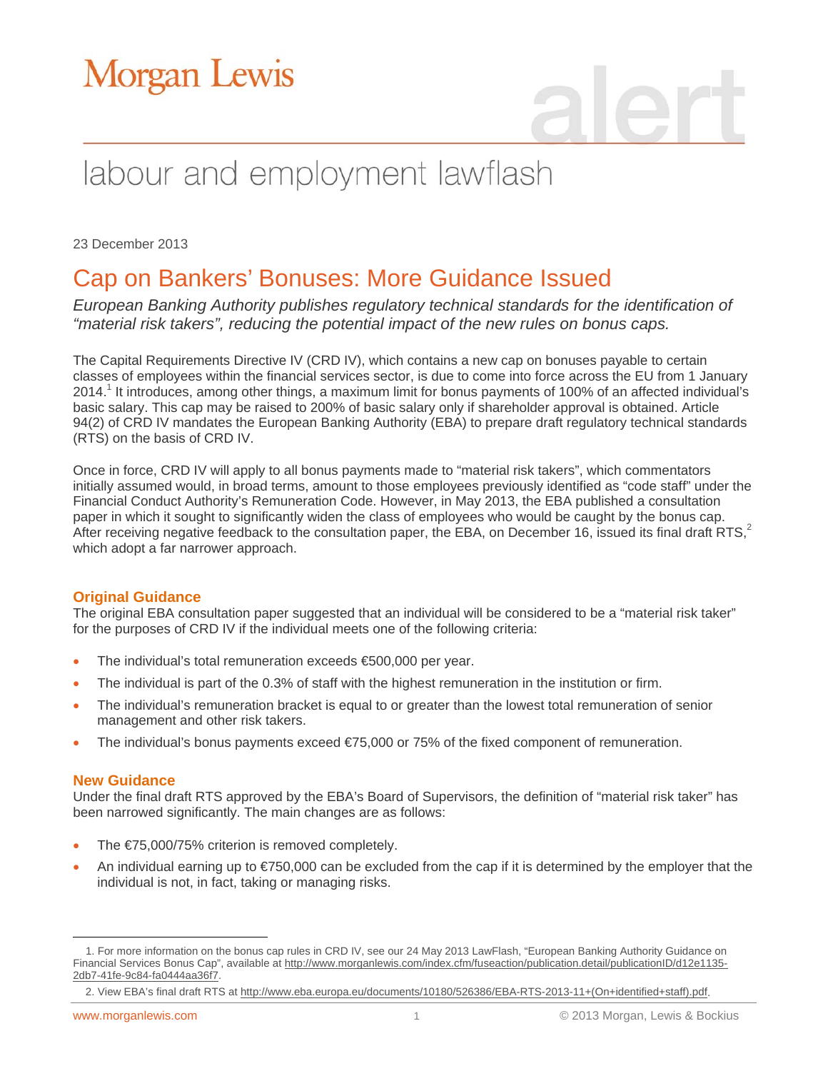Morgan Lewis

alert

labour and employment lawflash

23 December 2013

# Cap on Bankers' Bonuses: More Guidance Issued

*European Banking Authority publishes regulatory technical standards for the identification of "material risk takers", reducing the potential impact of the new rules on bonus caps.*

The Capital Requirements Directive IV (CRD IV), which contains a new cap on bonuses payable to certain classes of employees within the financial services sector, is due to come into force across the EU from 1 January 2014.[1] It introduces, among other things, a maximum limit for bonus payments of 100% of an affected individual's basic salary. This cap may be raised to 200% of basic salary only if shareholder approval is obtained. Article 94(2) of CRD IV mandates the European Banking Authority (EBA) to prepare draft regulatory technical standards (RTS) on the basis of CRD IV.

Once in force, CRD IV will apply to all bonus payments made to "material risk takers", which commentators initially assumed would, in broad terms, amount to those employees previously identified as "code staff" under the Financial Conduct Authority's Remuneration Code. However, in May 2013, the EBA published a consultation paper in which it sought to significantly widen the class of employees who would be caught by the bonus cap. After receiving negative feedback to the consultation paper, the EBA, on December 16, issued its final draft RTS,[2] which adopt a far narrower approach.

## Original Guidance

The original EBA consultation paper suggested that an individual will be considered to be a "material risk taker" for the purposes of CRD IV if the individual meets one of the following criteria:

- The individual's total remuneration exceeds €500,000 per year.
- The individual is part of the 0.3% of staff with the highest remuneration in the institution or firm.
- The individual's remuneration bracket is equal to or greater than the lowest total remuneration of senior management and other risk takers.
- The individual's bonus payments exceed €75,000 or 75% of the fixed component of remuneration.

## New Guidance

Under the final draft RTS approved by the EBA's Board of Supervisors, the definition of "material risk taker" has been narrowed significantly. The main changes are as follows:

- The €75,000/75% criterion is removed completely.
- An individual earning up to €750,000 can be excluded from the cap if it is determined by the employer that the individual is not, in fact, taking or managing risks.

1. For more information on the bonus cap rules in CRD IV, see our 24 May 2013 LawFlash, "European Banking Authority Guidance on Financial Services Bonus Cap", available at http://www.morganlewis.com/index.cfm/fuseaction/publication.detail/publicationID/d12e1135-2db7-41fe-9c84-fa0444aa36f7.

2. View EBA's final draft RTS at http://www.eba.europa.eu/documents/10180/526386/EBA-RTS-2013-11+(On+identified+staff).pdf.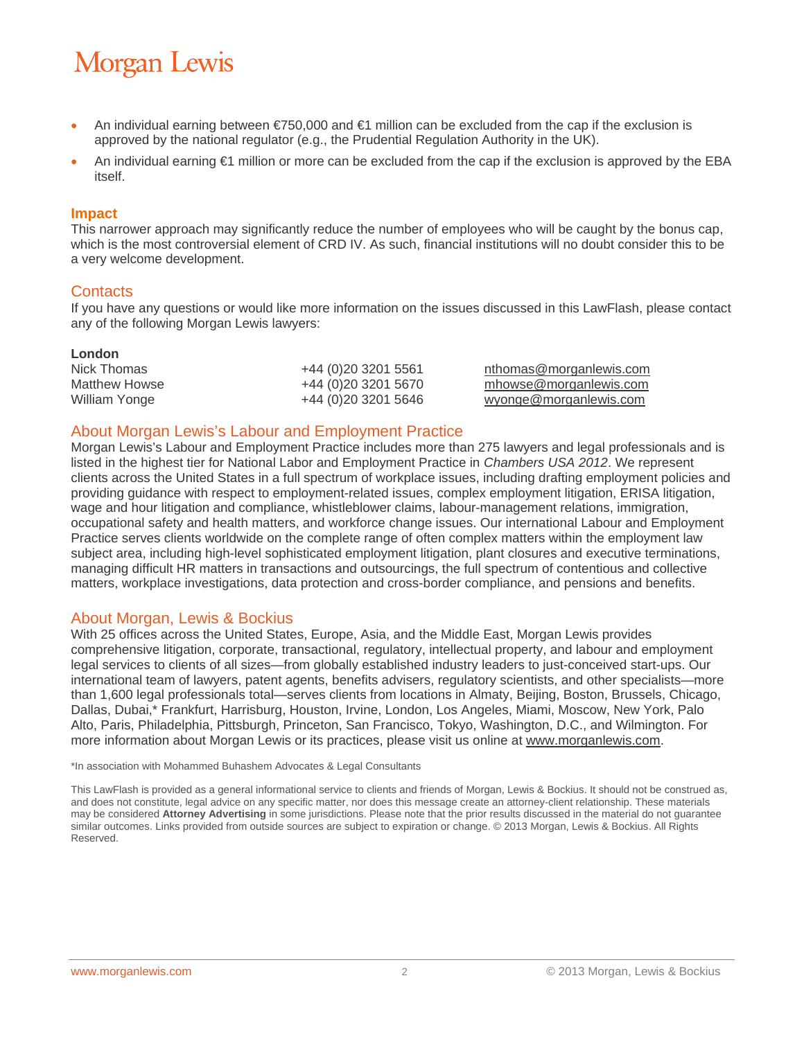- An individual earning between €750,000 and €1 million can be excluded from the cap if the exclusion is approved by the national regulator (e.g., the Prudential Regulation Authority in the UK).
- An individual earning €1 million or more can be excluded from the cap if the exclusion is approved by the EBA itself.

### Impact

This narrower approach may significantly reduce the number of employees who will be caught by the bonus cap, which is the most controversial element of CRD IV. As such, financial institutions will no doubt consider this to be a very welcome development.

## Contacts

If you have any questions or would like more information on the issues discussed in this LawFlash, please contact any of the following Morgan Lewis lawyers:

**London**

| | | |
|---|---|---|
| Nick Thomas | +44 (0)20 3201 5561 | nthomas@morganlewis.com |
| Matthew Howse | +44 (0)20 3201 5670 | mhowse@morganlewis.com |
| William Yonge | +44 (0)20 3201 5646 | wyonge@morganlewis.com |

## About Morgan Lewis's Labour and Employment Practice

Morgan Lewis's Labour and Employment Practice includes more than 275 lawyers and legal professionals and is listed in the highest tier for National Labor and Employment Practice in *Chambers USA 2012*. We represent clients across the United States in a full spectrum of workplace issues, including drafting employment policies and providing guidance with respect to employment-related issues, complex employment litigation, ERISA litigation, wage and hour litigation and compliance, whistleblower claims, labour-management relations, immigration, occupational safety and health matters, and workforce change issues. Our international Labour and Employment Practice serves clients worldwide on the complete range of often complex matters within the employment law subject area, including high-level sophisticated employment litigation, plant closures and executive terminations, managing difficult HR matters in transactions and outsourcings, the full spectrum of contentious and collective matters, workplace investigations, data protection and cross-border compliance, and pensions and benefits.

## About Morgan, Lewis & Bockius

With 25 offices across the United States, Europe, Asia, and the Middle East, Morgan Lewis provides comprehensive litigation, corporate, transactional, regulatory, intellectual property, and labour and employment legal services to clients of all sizes—from globally established industry leaders to just-conceived start-ups. Our international team of lawyers, patent agents, benefits advisers, regulatory scientists, and other specialists—more than 1,600 legal professionals total—serves clients from locations in Almaty, Beijing, Boston, Brussels, Chicago, Dallas, Dubai,* Frankfurt, Harrisburg, Houston, Irvine, London, Los Angeles, Miami, Moscow, New York, Palo Alto, Paris, Philadelphia, Pittsburgh, Princeton, San Francisco, Tokyo, Washington, D.C., and Wilmington. For more information about Morgan Lewis or its practices, please visit us online at www.morganlewis.com.

*In association with Mohammed Buhashem Advocates & Legal Consultants

This LawFlash is provided as a general informational service to clients and friends of Morgan, Lewis & Bockius. It should not be construed as, and does not constitute, legal advice on any specific matter, nor does this message create an attorney-client relationship. These materials may be considered **Attorney Advertising** in some jurisdictions. Please note that the prior results discussed in the material do not guarantee similar outcomes. Links provided from outside sources are subject to expiration or change. © 2013 Morgan, Lewis & Bockius. All Rights Reserved.